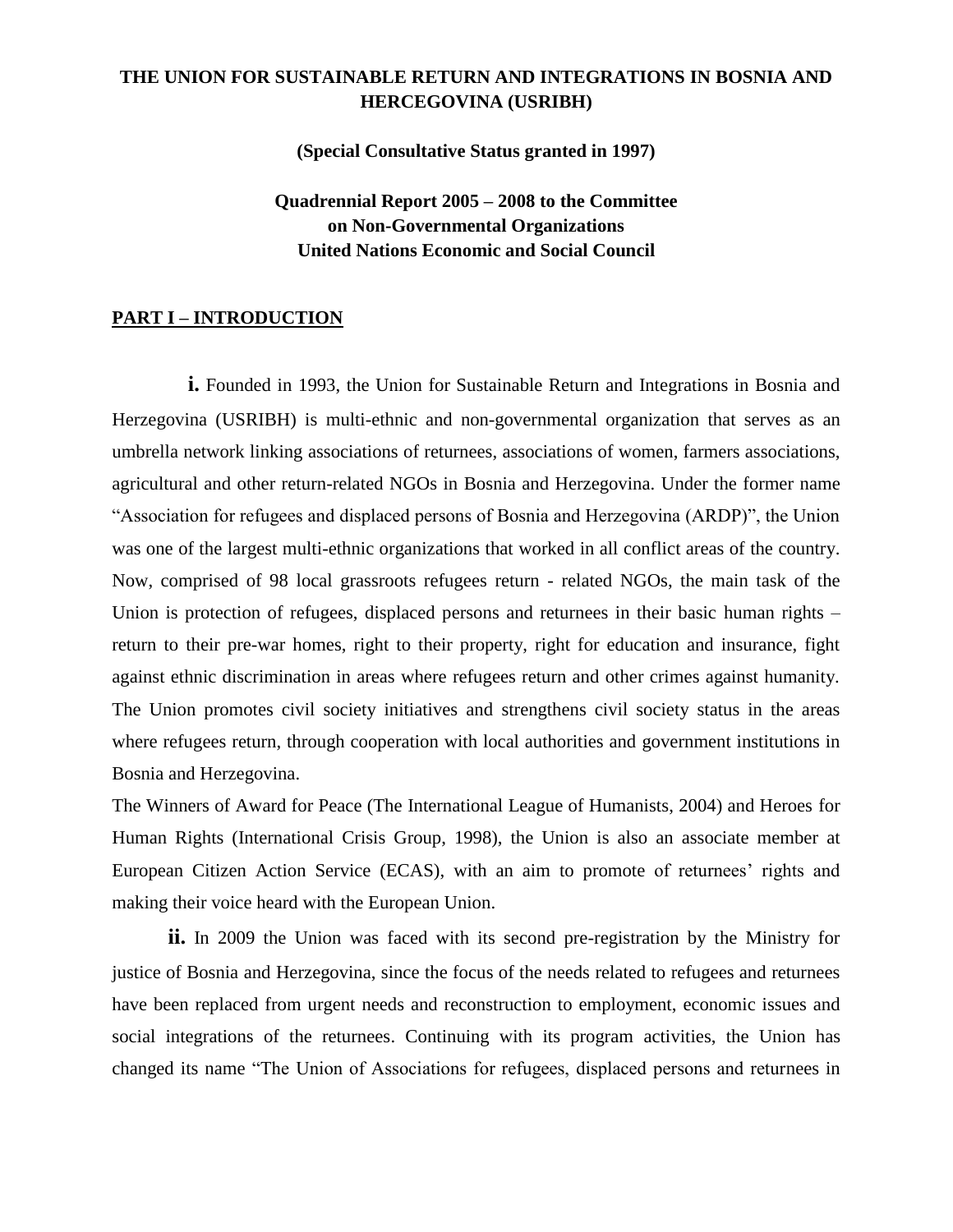# THE UNION FOR SUSTAINABLE RETURN AND INTEGRATIONS IN BOSNIA AND HERCEGOVINA (USRIBH)

**(Special Consultative Status granted in 1997)**

**Quadrennial Report 2005 – 2008 to the Committee on Non-Governmental Organizations United Nations Economic and Social Council**

## PART I – INTRODUCTION

**i.** Founded in 1993, the Union for Sustainable Return and Integrations in Bosnia and Herzegovina (USRIBH) is multi-ethnic and non-governmental organization that serves as an umbrella network linking associations of returnees, associations of women, farmers associations, agricultural and other return-related NGOs in Bosnia and Herzegovina. Under the former name "Association for refugees and displaced persons of Bosnia and Herzegovina (ARDP)", the Union was one of the largest multi-ethnic organizations that worked in all conflict areas of the country. Now, comprised of 98 local grassroots refugees return - related NGOs, the main task of the Union is protection of refugees, displaced persons and returnees in their basic human rights – return to their pre-war homes, right to their property, right for education and insurance, fight against ethnic discrimination in areas where refugees return and other crimes against humanity. The Union promotes civil society initiatives and strengthens civil society status in the areas where refugees return, through cooperation with local authorities and government institutions in Bosnia and Herzegovina.

The Winners of Award for Peace (The International League of Humanists, 2004) and Heroes for Human Rights (International Crisis Group, 1998), the Union is also an associate member at European Citizen Action Service (ECAS), with an aim to promote of returnees' rights and making their voice heard with the European Union.

**ii.** In 2009 the Union was faced with its second pre-registration by the Ministry for justice of Bosnia and Herzegovina, since the focus of the needs related to refugees and returnees have been replaced from urgent needs and reconstruction to employment, economic issues and social integrations of the returnees. Continuing with its program activities, the Union has changed its name "The Union of Associations for refugees, displaced persons and returnees in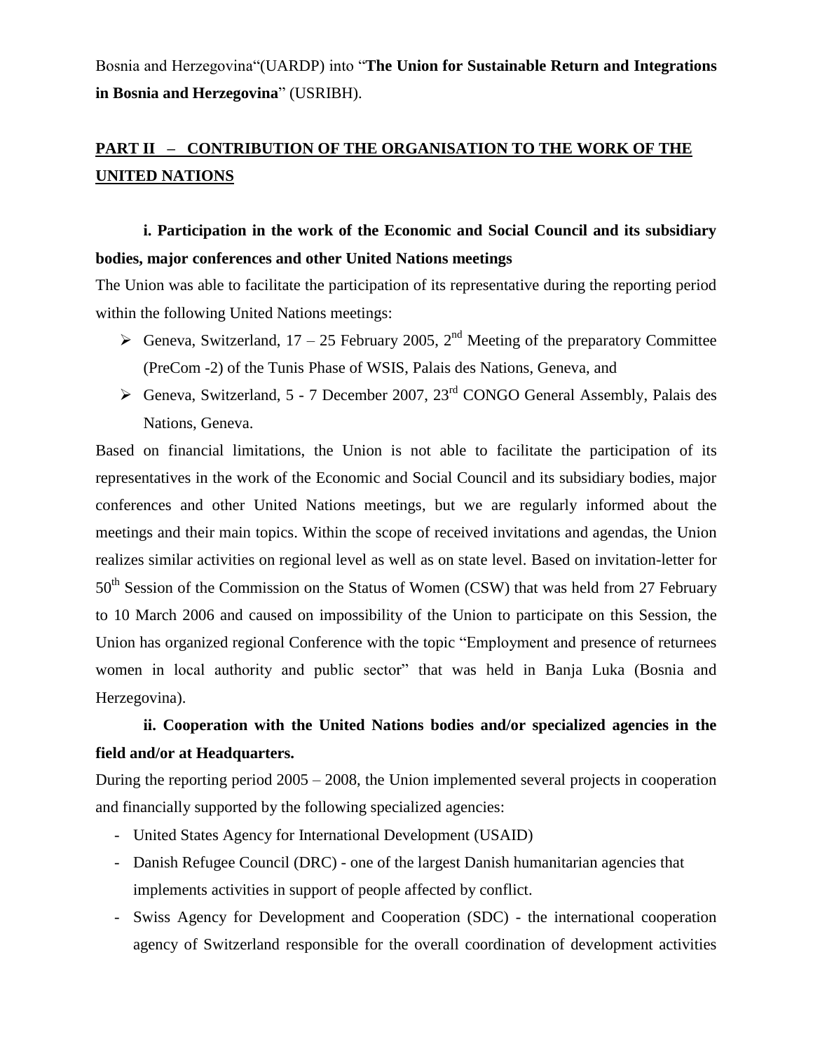Bosnia and Herzegovina"(UARDP) into "**The Union for Sustainable Return and Integrations in Bosnia and Herzegovina**" (USRIBH).

## PART II – CONTRIBUTION OF THE ORGANISATION TO THE WORK OF THE UNITED NATIONS

### i. Participation in the work of the Economic and Social Council and its subsidiary bodies, major conferences and other United Nations meetings

The Union was able to facilitate the participation of its representative during the reporting period within the following United Nations meetings:

- Geneva, Switzerland, 17 – 25 February 2005, 2nd Meeting of the preparatory Committee (PreCom -2) of the Tunis Phase of WSIS, Palais des Nations, Geneva, and
- Geneva, Switzerland, 5 - 7 December 2007, 23rd CONGO General Assembly, Palais des Nations, Geneva.

Based on financial limitations, the Union is not able to facilitate the participation of its representatives in the work of the Economic and Social Council and its subsidiary bodies, major conferences and other United Nations meetings, but we are regularly informed about the meetings and their main topics. Within the scope of received invitations and agendas, the Union realizes similar activities on regional level as well as on state level. Based on invitation-letter for 50th Session of the Commission on the Status of Women (CSW) that was held from 27 February to 10 March 2006 and caused on impossibility of the Union to participate on this Session, the Union has organized regional Conference with the topic "Employment and presence of returnees women in local authority and public sector" that was held in Banja Luka (Bosnia and Herzegovina).

### ii. Cooperation with the United Nations bodies and/or specialized agencies in the field and/or at Headquarters.

During the reporting period 2005 – 2008, the Union implemented several projects in cooperation and financially supported by the following specialized agencies:

- United States Agency for International Development (USAID)
- Danish Refugee Council (DRC) - one of the largest Danish humanitarian agencies that implements activities in support of people affected by conflict.
- Swiss Agency for Development and Cooperation (SDC) - the international cooperation agency of Switzerland responsible for the overall coordination of development activities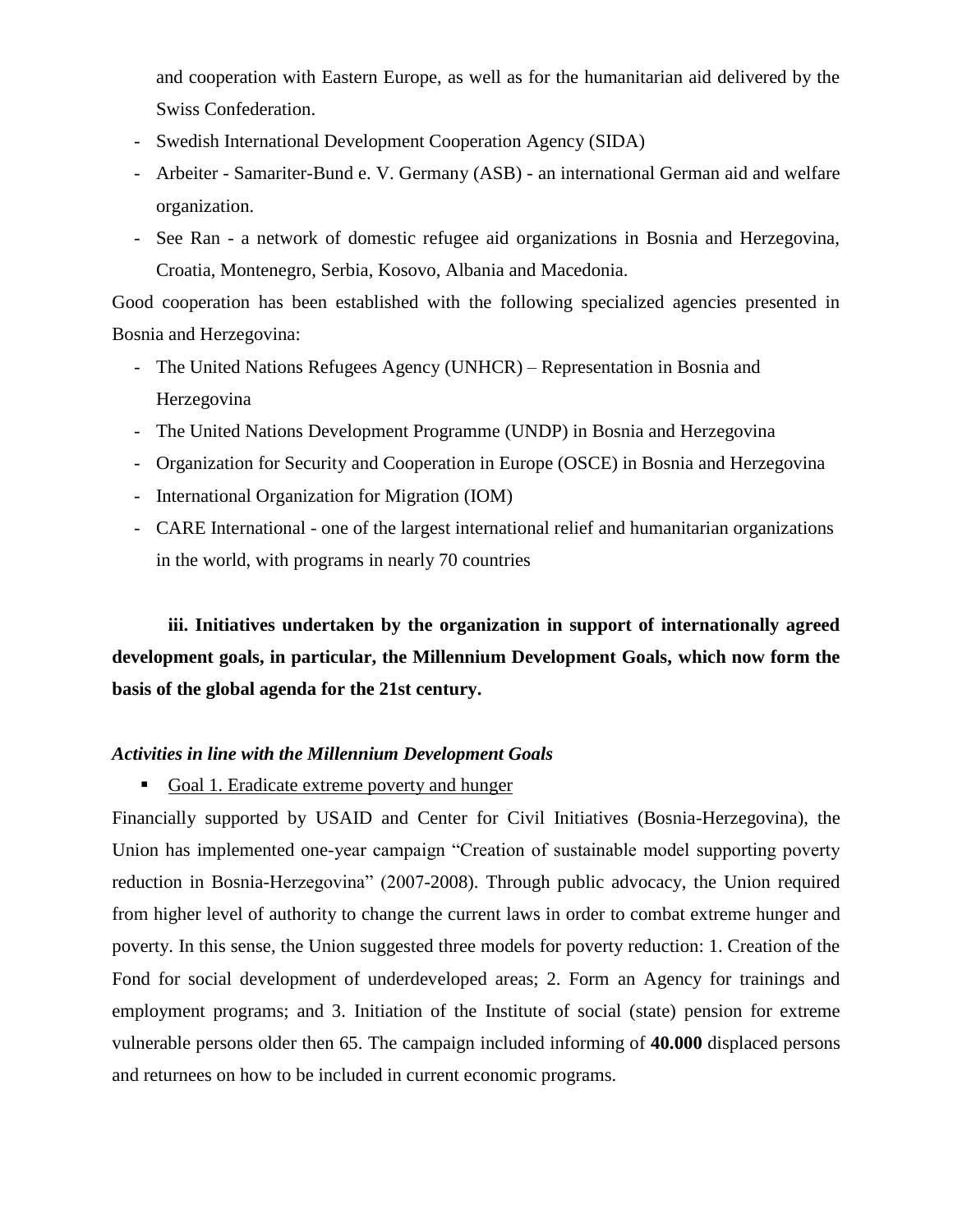and cooperation with Eastern Europe, as well as for the humanitarian aid delivered by the Swiss Confederation.

- Swedish International Development Cooperation Agency (SIDA)
- Arbeiter - Samariter-Bund e. V. Germany (ASB) - an international German aid and welfare organization.
- See Ran - a network of domestic refugee aid organizations in Bosnia and Herzegovina, Croatia, Montenegro, Serbia, Kosovo, Albania and Macedonia.

Good cooperation has been established with the following specialized agencies presented in Bosnia and Herzegovina:

- The United Nations Refugees Agency (UNHCR) – Representation in Bosnia and Herzegovina
- The United Nations Development Programme (UNDP) in Bosnia and Herzegovina
- Organization for Security and Cooperation in Europe (OSCE) in Bosnia and Herzegovina
- International Organization for Migration (IOM)
- CARE International - one of the largest international relief and humanitarian organizations in the world, with programs in nearly 70 countries

**iii. Initiatives undertaken by the organization in support of internationally agreed development goals, in particular, the Millennium Development Goals, which now form the basis of the global agenda for the 21st century.**

***Activities in line with the Millennium Development Goals***

- Goal 1. Eradicate extreme poverty and hunger

Financially supported by USAID and Center for Civil Initiatives (Bosnia-Herzegovina), the Union has implemented one-year campaign "Creation of sustainable model supporting poverty reduction in Bosnia-Herzegovina" (2007-2008). Through public advocacy, the Union required from higher level of authority to change the current laws in order to combat extreme hunger and poverty. In this sense, the Union suggested three models for poverty reduction: 1. Creation of the Fond for social development of underdeveloped areas; 2. Form an Agency for trainings and employment programs; and 3. Initiation of the Institute of social (state) pension for extreme vulnerable persons older then 65. The campaign included informing of **40.000** displaced persons and returnees on how to be included in current economic programs.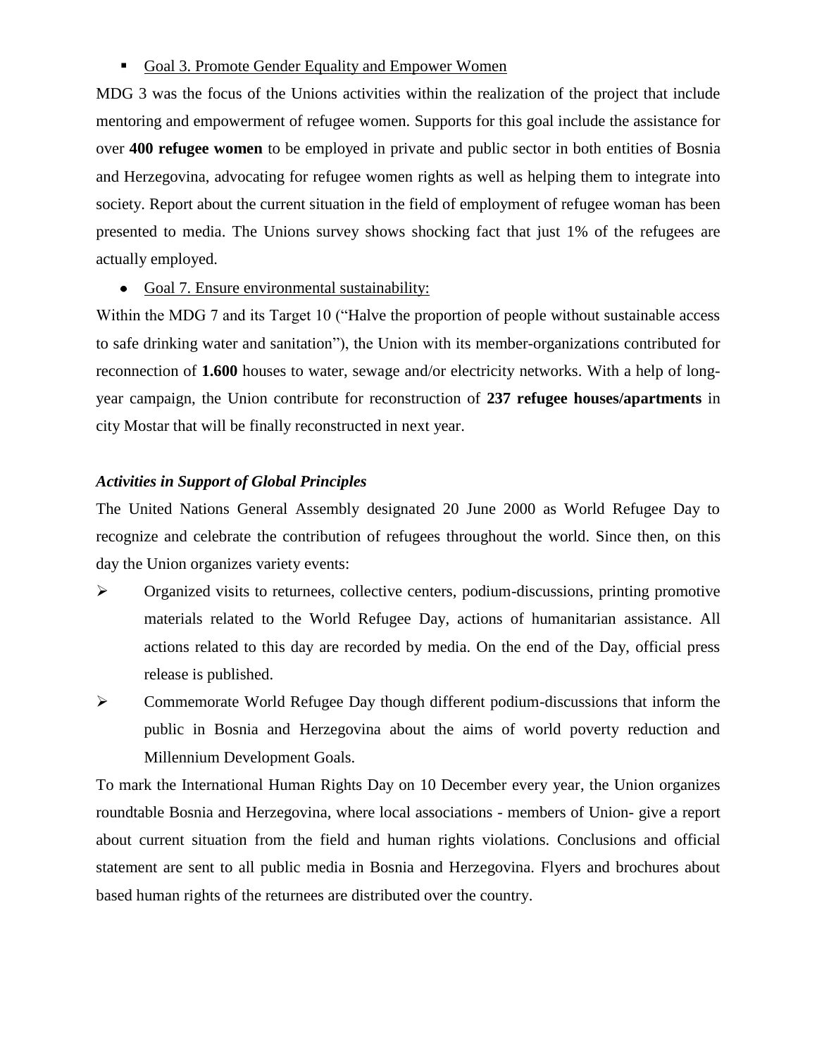- <u>Goal 3. Promote Gender Equality and Empower Women</u>

MDG 3 was the focus of the Unions activities within the realization of the project that include mentoring and empowerment of refugee women. Supports for this goal include the assistance for over **400 refugee women** to be employed in private and public sector in both entities of Bosnia and Herzegovina, advocating for refugee women rights as well as helping them to integrate into society. Report about the current situation in the field of employment of refugee woman has been presented to media. The Unions survey shows shocking fact that just 1% of the refugees are actually employed.

- <u>Goal 7. Ensure environmental sustainability:</u>

Within the MDG 7 and its Target 10 ("Halve the proportion of people without sustainable access to safe drinking water and sanitation"), the Union with its member-organizations contributed for reconnection of **1.600** houses to water, sewage and/or electricity networks. With a help of long-year campaign, the Union contribute for reconstruction of **237 refugee houses/apartments** in city Mostar that will be finally reconstructed in next year.

***Activities in Support of Global Principles***

The United Nations General Assembly designated 20 June 2000 as World Refugee Day to recognize and celebrate the contribution of refugees throughout the world. Since then, on this day the Union organizes variety events:

- Organized visits to returnees, collective centers, podium-discussions, printing promotive materials related to the World Refugee Day, actions of humanitarian assistance. All actions related to this day are recorded by media. On the end of the Day, official press release is published.
- Commemorate World Refugee Day though different podium-discussions that inform the public in Bosnia and Herzegovina about the aims of world poverty reduction and Millennium Development Goals.

To mark the International Human Rights Day on 10 December every year, the Union organizes roundtable Bosnia and Herzegovina, where local associations - members of Union- give a report about current situation from the field and human rights violations. Conclusions and official statement are sent to all public media in Bosnia and Herzegovina. Flyers and brochures about based human rights of the returnees are distributed over the country.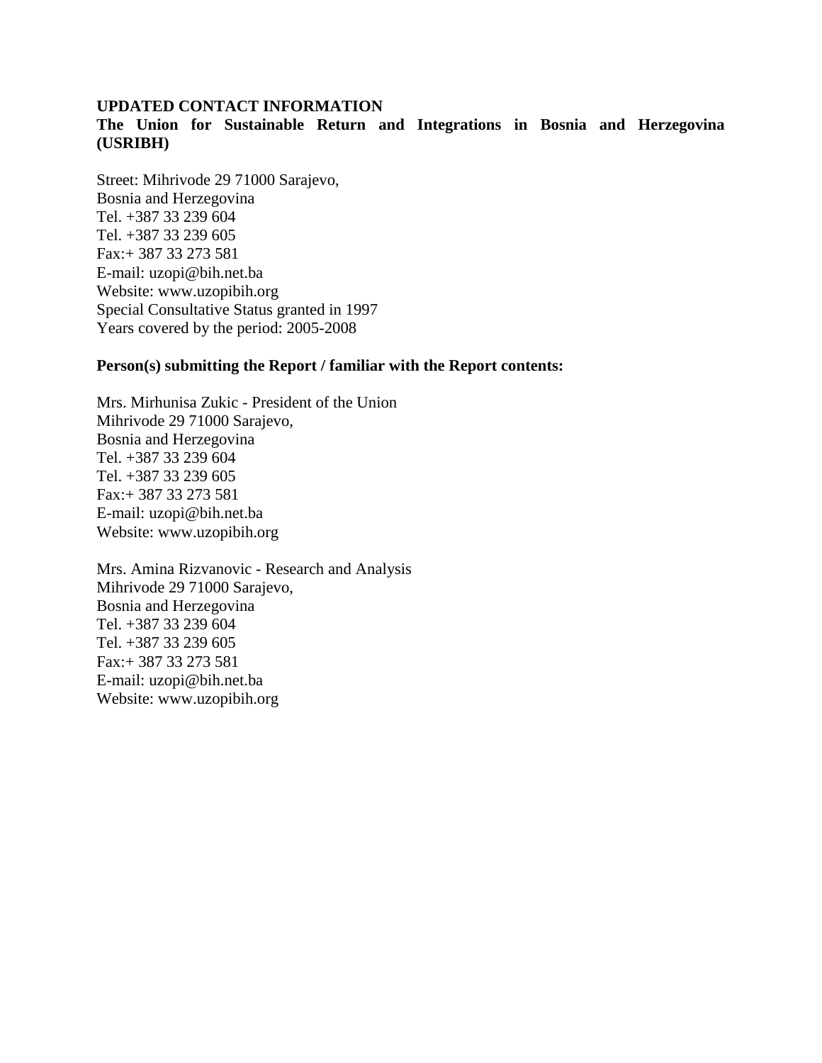**UPDATED CONTACT INFORMATION**

**The Union for Sustainable Return and Integrations in Bosnia and Herzegovina (USRIBH)**

Street: Mihrivode 29 71000 Sarajevo,
Bosnia and Herzegovina
Tel. +387 33 239 604
Tel. +387 33 239 605
Fax:+ 387 33 273 581
E-mail: uzopi@bih.net.ba
Website: www.uzopibih.org
Special Consultative Status granted in 1997
Years covered by the period: 2005-2008

**Person(s) submitting the Report / familiar with the Report contents:**

Mrs. Mirhunisa Zukic - President of the Union
Mihrivode 29 71000 Sarajevo,
Bosnia and Herzegovina
Tel. +387 33 239 604
Tel. +387 33 239 605
Fax:+ 387 33 273 581
E-mail: uzopi@bih.net.ba
Website: www.uzopibih.org

Mrs. Amina Rizvanovic - Research and Analysis
Mihrivode 29 71000 Sarajevo,
Bosnia and Herzegovina
Tel. +387 33 239 604
Tel. +387 33 239 605
Fax:+ 387 33 273 581
E-mail: uzopi@bih.net.ba
Website: www.uzopibih.org